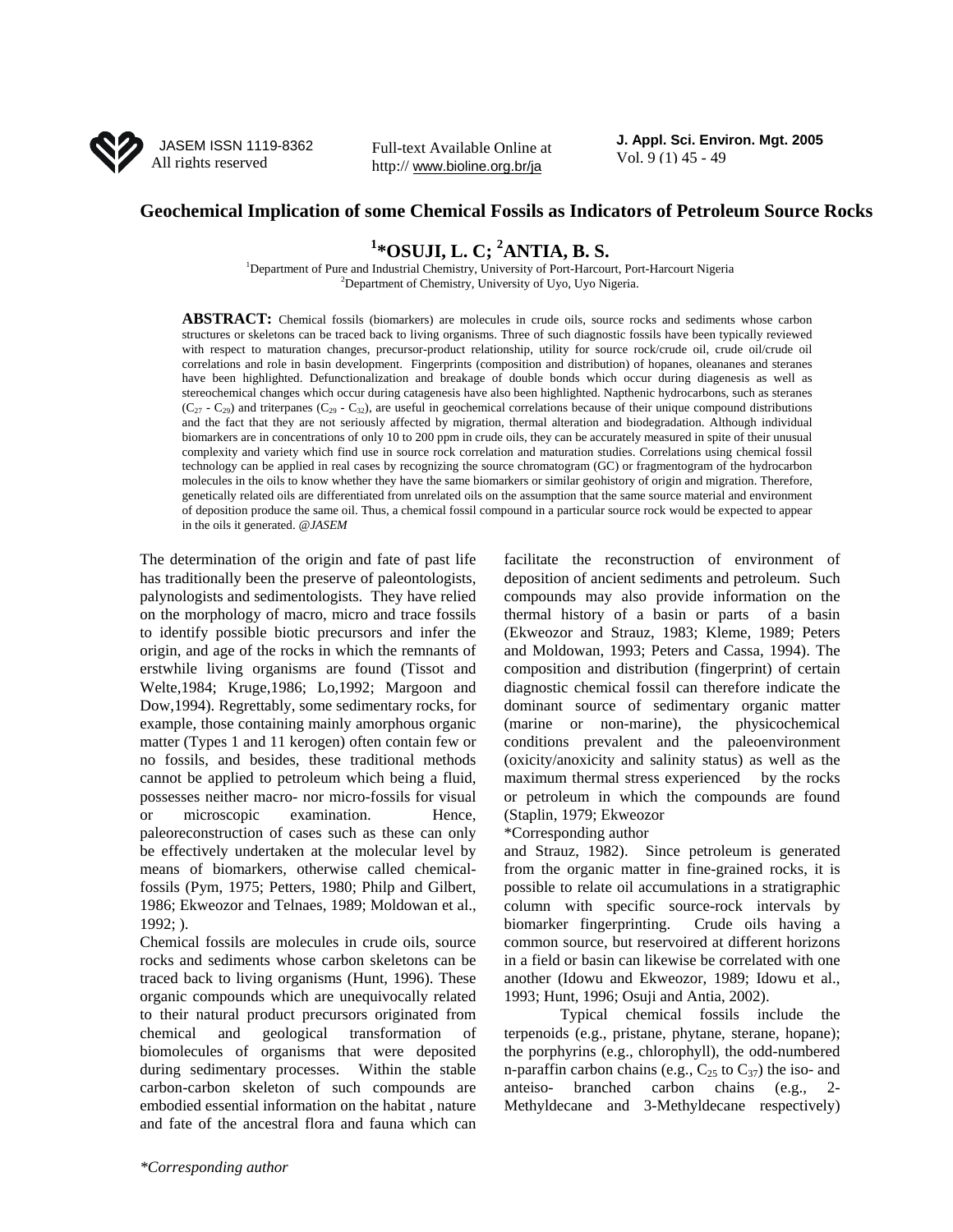# Geochemical Implication of some Chemical Fossils as Indicators of Petroleum Source Rocks

**[1]*OSUJI, L. C; [2]ANTIA, B. S.**

[1]Department of Pure and Industrial Chemistry, University of Port-Harcourt, Port-Harcourt Nigeria
[2]Department of Chemistry, University of Uyo, Uyo Nigeria.

**ABSTRACT:** Chemical fossils (biomarkers) are molecules in crude oils, source rocks and sediments whose carbon structures or skeletons can be traced back to living organisms. Three of such diagnostic fossils have been typically reviewed with respect to maturation changes, precursor-product relationship, utility for source rock/crude oil, crude oil/crude oil correlations and role in basin development. Fingerprints (composition and distribution) of hopanes, oleananes and steranes have been highlighted. Defunctionalization and breakage of double bonds which occur during diagenesis as well as stereochemical changes which occur during catagenesis have also been highlighted. Napthenic hydrocarbons, such as steranes ($C_{27}$ - $C_{29}$) and triterpanes ($C_{29}$ - $C_{32}$), are useful in geochemical correlations because of their unique compound distributions and the fact that they are not seriously affected by migration, thermal alteration and biodegradation. Although individual biomarkers are in concentrations of only 10 to 200 ppm in crude oils, they can be accurately measured in spite of their unusual complexity and variety which find use in source rock correlation and maturation studies. Correlations using chemical fossil technology can be applied in real cases by recognizing the source chromatogram (GC) or fragmentogram of the hydrocarbon molecules in the oils to know whether they have the same biomarkers or similar geohistory of origin and migration. Therefore, genetically related oils are differentiated from unrelated oils on the assumption that the same source material and environment of deposition produce the same oil. Thus, a chemical fossil compound in a particular source rock would be expected to appear in the oils it generated. @*JASEM*

The determination of the origin and fate of past life has traditionally been the preserve of paleontologists, palynologists and sedimentologists. They have relied on the morphology of macro, micro and trace fossils to identify possible biotic precursors and infer the origin, and age of the rocks in which the remnants of erstwhile living organisms are found (Tissot and Welte,1984; Kruge,1986; Lo,1992; Margoon and Dow,1994). Regrettably, some sedimentary rocks, for example, those containing mainly amorphous organic matter (Types 1 and 11 kerogen) often contain few or no fossils, and besides, these traditional methods cannot be applied to petroleum which being a fluid, possesses neither macro- nor micro-fossils for visual or microscopic examination. Hence, paleoreconstruction of cases such as these can only be effectively undertaken at the molecular level by means of biomarkers, otherwise called chemical-fossils (Pym, 1975; Petters, 1980; Philp and Gilbert, 1986; Ekweozor and Telnaes, 1989; Moldowan et al., 1992; ).

Chemical fossils are molecules in crude oils, source rocks and sediments whose carbon skeletons can be traced back to living organisms (Hunt, 1996). These organic compounds which are unequivocally related to their natural product precursors originated from chemical and geological transformation of biomolecules of organisms that were deposited during sedimentary processes. Within the stable carbon-carbon skeleton of such compounds are embodied essential information on the habitat , nature and fate of the ancestral flora and fauna which can facilitate the reconstruction of environment of deposition of ancient sediments and petroleum. Such compounds may also provide information on the thermal history of a basin or parts of a basin (Ekweozor and Strauz, 1983; Kleme, 1989; Peters and Moldowan, 1993; Peters and Cassa, 1994). The composition and distribution (fingerprint) of certain diagnostic chemical fossil can therefore indicate the dominant source of sedimentary organic matter (marine or non-marine), the physicochemical conditions prevalent and the paleoenvironment (oxicity/anoxicity and salinity status) as well as the maximum thermal stress experienced by the rocks or petroleum in which the compounds are found (Staplin, 1979; Ekweozor and Strauz, 1982). Since petroleum is generated from the organic matter in fine-grained rocks, it is possible to relate oil accumulations in a stratigraphic column with specific source-rock intervals by biomarker fingerprinting. Crude oils having a common source, but reservoired at different horizons in a field or basin can likewise be correlated with one another (Idowu and Ekweozor, 1989; Idowu et al., 1993; Hunt, 1996; Osuji and Antia, 2002).

Typical chemical fossils include the terpenoids (e.g., pristane, phytane, sterane, hopane); the porphyrins (e.g., chlorophyll), the odd-numbered n-paraffin carbon chains (e.g., $C_{25}$ to $C_{37}$) the iso- and anteiso- branched carbon chains (e.g., 2-Methyldecane and 3-Methyldecane respectively)

*Corresponding author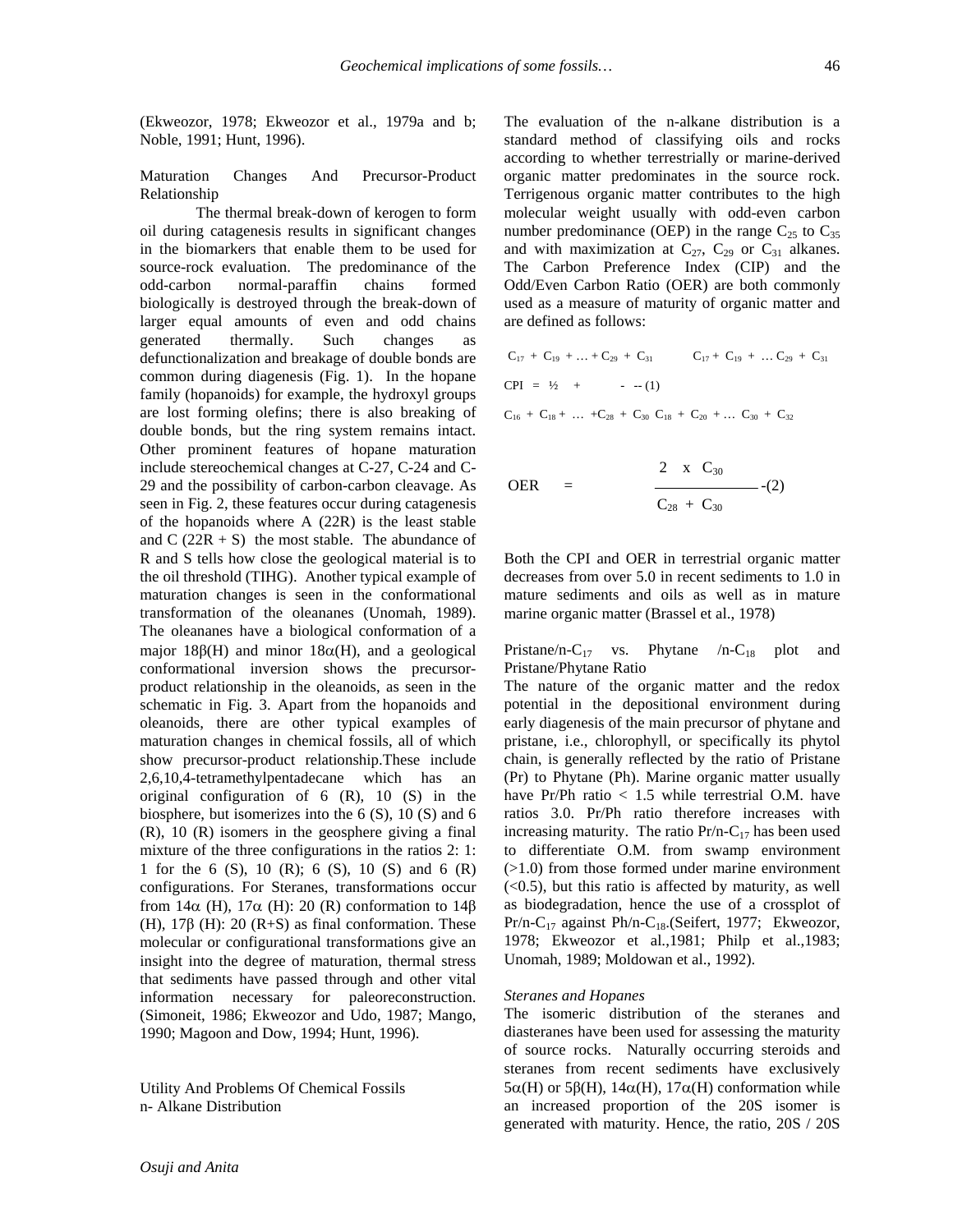(Ekweozor, 1978; Ekweozor et al., 1979a and b; Noble, 1991; Hunt, 1996).

## Maturation Changes And Precursor-Product Relationship

The thermal break-down of kerogen to form oil during catagenesis results in significant changes in the biomarkers that enable them to be used for source-rock evaluation. The predominance of the odd-carbon normal-paraffin chains formed biologically is destroyed through the break-down of larger equal amounts of even and odd chains generated thermally. Such changes as defunctionalization and breakage of double bonds are common during diagenesis (Fig. 1). In the hopane family (hopanoids) for example, the hydroxyl groups are lost forming olefins; there is also breaking of double bonds, but the ring system remains intact. Other prominent features of hopane maturation include stereochemical changes at C-27, C-24 and C-29 and the possibility of carbon-carbon cleavage. As seen in Fig. 2, these features occur during catagenesis of the hopanoids where A (22R) is the least stable and C (22R + S) the most stable. The abundance of R and S tells how close the geological material is to the oil threshold (TIHG). Another typical example of maturation changes is seen in the conformational transformation of the oleananes (Unomah, 1989). The oleananes have a biological conformation of a major 18β(H) and minor 18α(H), and a geological conformational inversion shows the precursor-product relationship in the oleanoids, as seen in the schematic in Fig. 3. Apart from the hopanoids and oleanoids, there are other typical examples of maturation changes in chemical fossils, all of which show precursor-product relationship.These include 2,6,10,4-tetramethylpentadecane which has an original configuration of 6 (R), 10 (S) in the biosphere, but isomerizes into the 6 (S), 10 (S) and 6 (R), 10 (R) isomers in the geosphere giving a final mixture of the three configurations in the ratios 2: 1: 1 for the 6 (S), 10 (R); 6 (S), 10 (S) and 6 (R) configurations. For Steranes, transformations occur from 14α (H), 17α (H): 20 (R) conformation to 14β (H), 17β (H): 20 (R+S) as final conformation. These molecular or configurational transformations give an insight into the degree of maturation, thermal stress that sediments have passed through and other vital information necessary for paleoreconstruction. (Simoneit, 1986; Ekweozor and Udo, 1987; Mango, 1990; Magoon and Dow, 1994; Hunt, 1996).

## Utility And Problems Of Chemical Fossils

### n- Alkane Distribution

The evaluation of the n-alkane distribution is a standard method of classifying oils and rocks according to whether terrestrially or marine-derived organic matter predominates in the source rock. Terrigenous organic matter contributes to the high molecular weight usually with odd-even carbon number predominance (OEP) in the range $C_{25}$ to $C_{35}$ and with maximization at $C_{27}$, $C_{29}$ or $C_{31}$ alkanes. The Carbon Preference Index (CIP) and the Odd/Even Carbon Ratio (OER) are both commonly used as a measure of maturity of organic matter and are defined as follows:

$$CPI = \frac{1}{2}\left(\frac{C_{17} + C_{19} + \ldots + C_{29} + C_{31}}{C_{16} + C_{18} + \ldots + C_{28} + C_{30}} + \frac{C_{17} + C_{19} + \ldots C_{29} + C_{31}}{C_{18} + C_{20} + \ldots C_{30} + C_{32}}\right) \quad (1)$$

$$OER = \frac{2 \times C_{30}}{C_{28} + C_{30}} \quad (2)$$

Both the CPI and OER in terrestrial organic matter decreases from over 5.0 in recent sediments to 1.0 in mature sediments and oils as well as in mature marine organic matter (Brassel et al., 1978)

### Pristane/n-$C_{17}$ vs. Phytane /n-$C_{18}$ plot and Pristane/Phytane Ratio

The nature of the organic matter and the redox potential in the depositional environment during early diagenesis of the main precursor of phytane and pristane, i.e., chlorophyll, or specifically its phytol chain, is generally reflected by the ratio of Pristane (Pr) to Phytane (Ph). Marine organic matter usually have Pr/Ph ratio $< 1.5$ while terrestrial O.M. have ratios 3.0. Pr/Ph ratio therefore increases with increasing maturity. The ratio Pr/n-$C_{17}$ has been used to differentiate O.M. from swamp environment ($>1.0$) from those formed under marine environment ($<0.5$), but this ratio is affected by maturity, as well as biodegradation, hence the use of a crossplot of Pr/n-$C_{17}$ against Ph/n-$C_{18}$.(Seifert, 1977; Ekweozor, 1978; Ekweozor et al.,1981; Philp et al.,1983; Unomah, 1989; Moldowan et al., 1992).

### *Steranes and Hopanes*

The isomeric distribution of the steranes and diasteranes have been used for assessing the maturity of source rocks. Naturally occurring steroids and steranes from recent sediments have exclusively 5α(H) or 5β(H), 14α(H), 17α(H) conformation while an increased proportion of the 20S isomer is generated with maturity. Hence, the ratio, 20S / 20S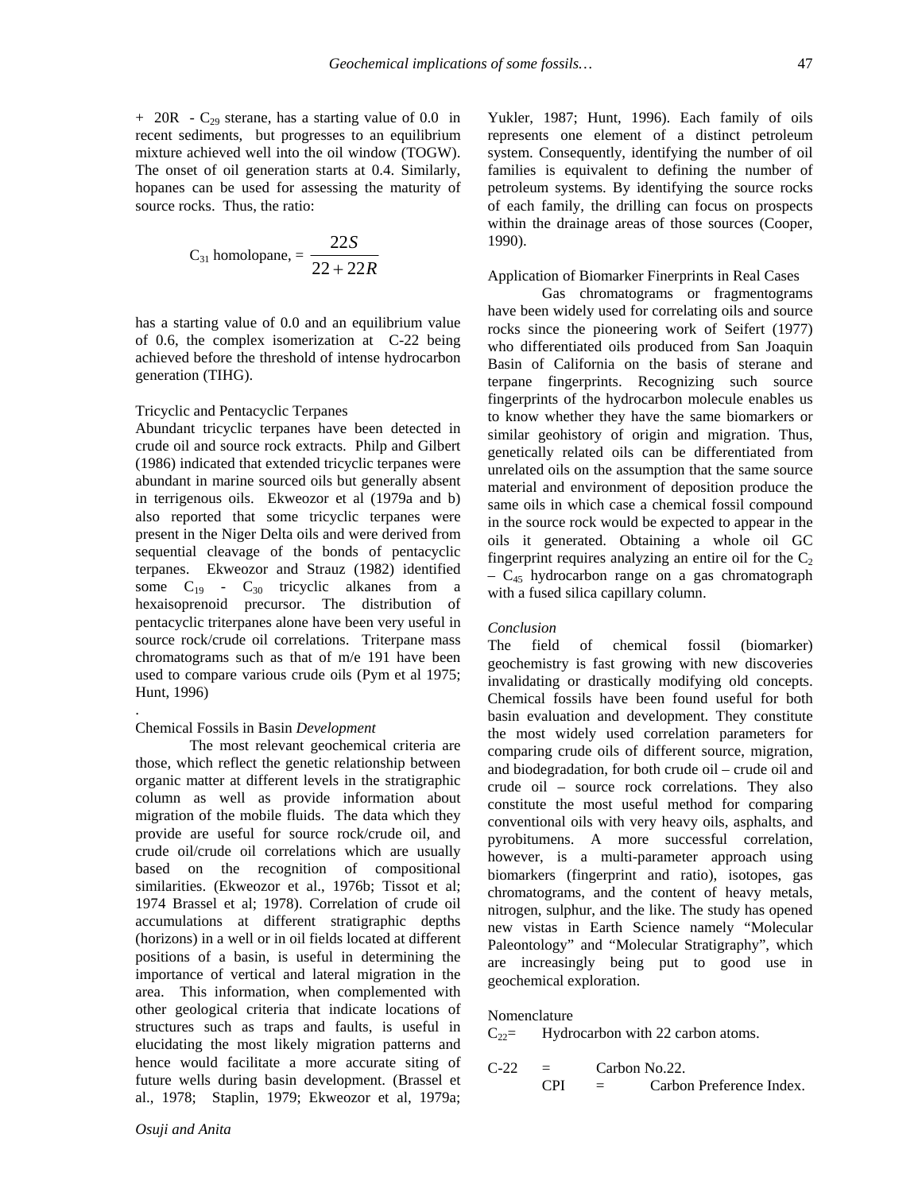+ 20R - $C_{29}$ sterane, has a starting value of 0.0 in recent sediments, but progresses to an equilibrium mixture achieved well into the oil window (TOGW). The onset of oil generation starts at 0.4. Similarly, hopanes can be used for assessing the maturity of source rocks. Thus, the ratio:

$$C_{31} \text{ homolopane, } = \frac{22S}{22 + 22R}$$

has a starting value of 0.0 and an equilibrium value of 0.6, the complex isomerization at C-22 being achieved before the threshold of intense hydrocarbon generation (TIHG).

Tricyclic and Pentacyclic Terpanes

Abundant tricyclic terpanes have been detected in crude oil and source rock extracts. Philp and Gilbert (1986) indicated that extended tricyclic terpanes were abundant in marine sourced oils but generally absent in terrigenous oils. Ekweozor et al (1979a and b) also reported that some tricyclic terpanes were present in the Niger Delta oils and were derived from sequential cleavage of the bonds of pentacyclic terpanes. Ekweozor and Strauz (1982) identified some $C_{19}$ - $C_{30}$ tricyclic alkanes from a hexaisoprenoid precursor. The distribution of pentacyclic triterpanes alone have been very useful in source rock/crude oil correlations. Triterpane mass chromatograms such as that of m/e 191 have been used to compare various crude oils (Pym et al 1975; Hunt, 1996)

.

Chemical Fossils in Basin *Development*

The most relevant geochemical criteria are those, which reflect the genetic relationship between organic matter at different levels in the stratigraphic column as well as provide information about migration of the mobile fluids. The data which they provide are useful for source rock/crude oil, and crude oil/crude oil correlations which are usually based on the recognition of compositional similarities. (Ekweozor et al., 1976b; Tissot et al; 1974 Brassel et al; 1978). Correlation of crude oil accumulations at different stratigraphic depths (horizons) in a well or in oil fields located at different positions of a basin, is useful in determining the importance of vertical and lateral migration in the area. This information, when complemented with other geological criteria that indicate locations of structures such as traps and faults, is useful in elucidating the most likely migration patterns and hence would facilitate a more accurate siting of future wells during basin development. (Brassel et al., 1978; Staplin, 1979; Ekweozor et al, 1979a; Yukler, 1987; Hunt, 1996). Each family of oils represents one element of a distinct petroleum system. Consequently, identifying the number of oil families is equivalent to defining the number of petroleum systems. By identifying the source rocks of each family, the drilling can focus on prospects within the drainage areas of those sources (Cooper, 1990).

Application of Biomarker Finerprints in Real Cases

Gas chromatograms or fragmentograms have been widely used for correlating oils and source rocks since the pioneering work of Seifert (1977) who differentiated oils produced from San Joaquin Basin of California on the basis of sterane and terpane fingerprints. Recognizing such source fingerprints of the hydrocarbon molecule enables us to know whether they have the same biomarkers or similar geohistory of origin and migration. Thus, genetically related oils can be differentiated from unrelated oils on the assumption that the same source material and environment of deposition produce the same oils in which case a chemical fossil compound in the source rock would be expected to appear in the oils it generated. Obtaining a whole oil GC fingerprint requires analyzing an entire oil for the $C_2$ – $C_{45}$ hydrocarbon range on a gas chromatograph with a fused silica capillary column.

*Conclusion*

The field of chemical fossil (biomarker) geochemistry is fast growing with new discoveries invalidating or drastically modifying old concepts. Chemical fossils have been found useful for both basin evaluation and development. They constitute the most widely used correlation parameters for comparing crude oils of different source, migration, and biodegradation, for both crude oil – crude oil and crude oil – source rock correlations. They also constitute the most useful method for comparing conventional oils with very heavy oils, asphalts, and pyrobitumens. A more successful correlation, however, is a multi-parameter approach using biomarkers (fingerprint and ratio), isotopes, gas chromatograms, and the content of heavy metals, nitrogen, sulphur, and the like. The study has opened new vistas in Earth Science namely "Molecular Paleontology" and "Molecular Stratigraphy", which are increasingly being put to good use in geochemical exploration.

Nomenclature

$C_{22}$= Hydrocarbon with 22 carbon atoms.

C-22 = Carbon No.22.

CPI = Carbon Preference Index.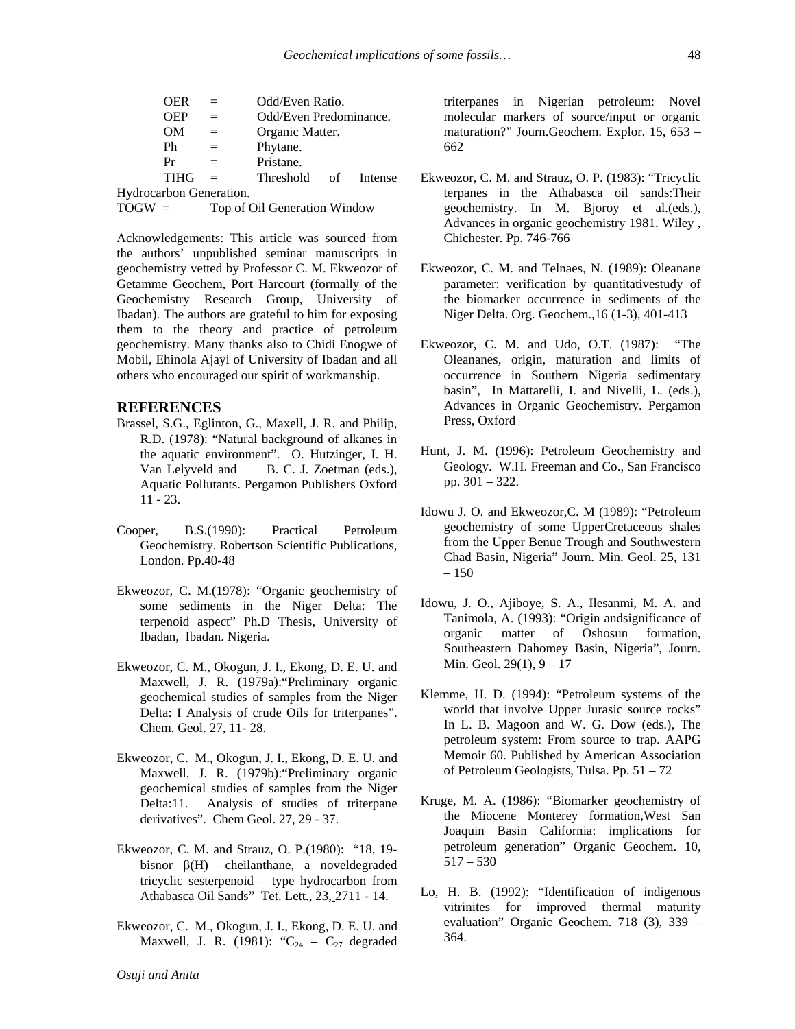OER = Odd/Even Ratio.
OEP = Odd/Even Predominance.
OM = Organic Matter.
Ph = Phytane.
Pr = Pristane.
TIHG = Threshold of Intense Hydrocarbon Generation.
TOGW = Top of Oil Generation Window

Acknowledgements: This article was sourced from the authors' unpublished seminar manuscripts in geochemistry vetted by Professor C. M. Ekweozor of Getamme Geochem, Port Harcourt (formally of the Geochemistry Research Group, University of Ibadan). The authors are grateful to him for exposing them to the theory and practice of petroleum geochemistry. Many thanks also to Chidi Enogwe of Mobil, Ehinola Ajayi of University of Ibadan and all others who encouraged our spirit of workmanship.

## REFERENCES

Brassel, S.G., Eglinton, G., Maxell, J. R. and Philip, R.D. (1978): "Natural background of alkanes in the aquatic environment". O. Hutzinger, I. H. Van Lelyveld and B. C. J. Zoetman (eds.), Aquatic Pollutants. Pergamon Publishers Oxford 11 - 23.

Cooper, B.S.(1990): Practical Petroleum Geochemistry. Robertson Scientific Publications, London. Pp.40-48

Ekweozor, C. M.(1978): "Organic geochemistry of some sediments in the Niger Delta: The terpenoid aspect" Ph.D Thesis, University of Ibadan, Ibadan. Nigeria.

Ekweozor, C. M., Okogun, J. I., Ekong, D. E. U. and Maxwell, J. R. (1979a):"Preliminary organic geochemical studies of samples from the Niger Delta: I Analysis of crude Oils for triterpanes". Chem. Geol. 27, 11- 28.

Ekweozor, C. M., Okogun, J. I., Ekong, D. E. U. and Maxwell, J. R. (1979b):"Preliminary organic geochemical studies of samples from the Niger Delta:11. Analysis of studies of triterpane derivatives". Chem Geol. 27, 29 - 37.

Ekweozor, C. M. and Strauz, O. P.(1980): "18, 19-bisnor β(H) –cheilanthane, a noveldegraded tricyclic sesterpenoid – type hydrocarbon from Athabasca Oil Sands" Tet. Lett., 23, 2711 - 14.

Ekweozor, C. M., Okogun, J. I., Ekong, D. E. U. and Maxwell, J. R. (1981): "$C_{24}$ – $C_{27}$ degraded triterpanes in Nigerian petroleum: Novel molecular markers of source/input or organic maturation?" Journ.Geochem. Explor. 15, 653 – 662

Ekweozor, C. M. and Strauz, O. P. (1983): "Tricyclic terpanes in the Athabasca oil sands:Their geochemistry. In M. Bjoroy et al.(eds.), Advances in organic geochemistry 1981. Wiley , Chichester. Pp. 746-766

Ekweozor, C. M. and Telnaes, N. (1989): Oleanane parameter: verification by quantitativestudy of the biomarker occurrence in sediments of the Niger Delta. Org. Geochem.,16 (1-3), 401-413

Ekweozor, C. M. and Udo, O.T. (1987): "The Oleananes, origin, maturation and limits of occurrence in Southern Nigeria sedimentary basin", In Mattarelli, I. and Nivelli, L. (eds.), Advances in Organic Geochemistry. Pergamon Press, Oxford

Hunt, J. M. (1996): Petroleum Geochemistry and Geology. W.H. Freeman and Co., San Francisco pp. 301 – 322.

Idowu J. O. and Ekweozor,C. M (1989): "Petroleum geochemistry of some UpperCretaceous shales from the Upper Benue Trough and Southwestern Chad Basin, Nigeria" Journ. Min. Geol. 25, 131 – 150

Idowu, J. O., Ajiboye, S. A., Ilesanmi, M. A. and Tanimola, A. (1993): "Origin andsignificance of organic matter of Oshosun formation, Southeastern Dahomey Basin, Nigeria", Journ. Min. Geol. 29(1), 9 – 17

Klemme, H. D. (1994): "Petroleum systems of the world that involve Upper Jurasic source rocks" In L. B. Magoon and W. G. Dow (eds.), The petroleum system: From source to trap. AAPG Memoir 60. Published by American Association of Petroleum Geologists, Tulsa. Pp. 51 – 72

Kruge, M. A. (1986): "Biomarker geochemistry of the Miocene Monterey formation,West San Joaquin Basin California: implications for petroleum generation" Organic Geochem. 10, 517 – 530

Lo, H. B. (1992): "Identification of indigenous vitrinites for improved thermal maturity evaluation" Organic Geochem. 718 (3), 339 – 364.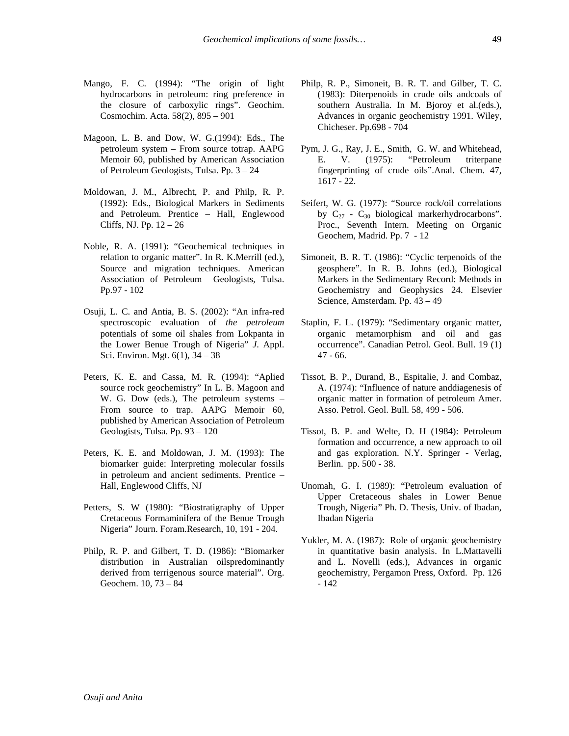Mango, F. C. (1994): "The origin of light hydrocarbons in petroleum: ring preference in the closure of carboxylic rings". Geochim. Cosmochim. Acta. 58(2), 895 – 901

Magoon, L. B. and Dow, W. G.(1994): Eds., The petroleum system – From source totrap. AAPG Memoir 60, published by American Association of Petroleum Geologists, Tulsa. Pp. 3 – 24

Moldowan, J. M., Albrecht, P. and Philp, R. P. (1992): Eds., Biological Markers in Sediments and Petroleum. Prentice – Hall, Englewood Cliffs, NJ. Pp. 12 – 26

Noble, R. A. (1991): "Geochemical techniques in relation to organic matter". In R. K.Merrill (ed.), Source and migration techniques. American Association of Petroleum Geologists, Tulsa. Pp.97 - 102

Osuji, L. C. and Antia, B. S. (2002): "An infra-red spectroscopic evaluation of *the petroleum* potentials of some oil shales from Lokpanta in the Lower Benue Trough of Nigeria" *J*. Appl. Sci. Environ. Mgt. 6(1), 34 – 38

Peters, K. E. and Cassa, M. R. (1994): "Aplied source rock geochemistry" In L. B. Magoon and W. G. Dow (eds.), The petroleum systems – From source to trap. AAPG Memoir 60, published by American Association of Petroleum Geologists, Tulsa. Pp. 93 – 120

Peters, K. E. and Moldowan, J. M. (1993): The biomarker guide: Interpreting molecular fossils in petroleum and ancient sediments. Prentice – Hall, Englewood Cliffs, NJ

Petters, S. W (1980): "Biostratigraphy of Upper Cretaceous Formaminifera of the Benue Trough Nigeria" Journ. Foram.Research, 10, 191 - 204.

Philp, R. P. and Gilbert, T. D. (1986): "Biomarker distribution in Australian oilspredominantly derived from terrigenous source material". Org. Geochem. 10, 73 – 84

Philp, R. P., Simoneit, B. R. T. and Gilber, T. C. (1983): Diterpenoids in crude oils andcoals of southern Australia. In M. Bjoroy et al.(eds.), Advances in organic geochemistry 1991. Wiley, Chicheser. Pp.698 - 704

Pym, J. G., Ray, J. E., Smith, G. W. and Whitehead, E. V. (1975): "Petroleum triterpane fingerprinting of crude oils".Anal. Chem. 47, 1617 - 22.

Seifert, W. G. (1977): "Source rock/oil correlations by $C_{27}$ - $C_{30}$ biological markerhydrocarbons". Proc., Seventh Intern. Meeting on Organic Geochem, Madrid. Pp. 7 - 12

Simoneit, B. R. T. (1986): "Cyclic terpenoids of the geosphere". In R. B. Johns (ed.), Biological Markers in the Sedimentary Record: Methods in Geochemistry and Geophysics 24. Elsevier Science, Amsterdam. Pp. 43 – 49

Staplin, F. L. (1979): "Sedimentary organic matter, organic metamorphism and oil and gas occurrence". Canadian Petrol. Geol. Bull. 19 (1) 47 - 66.

Tissot, B. P., Durand, B., Espitalie, J. and Combaz, A. (1974): "Influence of nature anddiagenesis of organic matter in formation of petroleum Amer. Asso. Petrol. Geol. Bull. 58, 499 - 506.

Tissot, B. P. and Welte, D. H (1984): Petroleum formation and occurrence, a new approach to oil and gas exploration. N.Y. Springer - Verlag, Berlin. pp. 500 - 38.

Unomah, G. I. (1989): "Petroleum evaluation of Upper Cretaceous shales in Lower Benue Trough, Nigeria" Ph. D. Thesis, Univ. of Ibadan, Ibadan Nigeria

Yukler, M. A. (1987): Role of organic geochemistry in quantitative basin analysis. In L.Mattavelli and L. Novelli (eds.), Advances in organic geochemistry, Pergamon Press, Oxford. Pp. 126 - 142